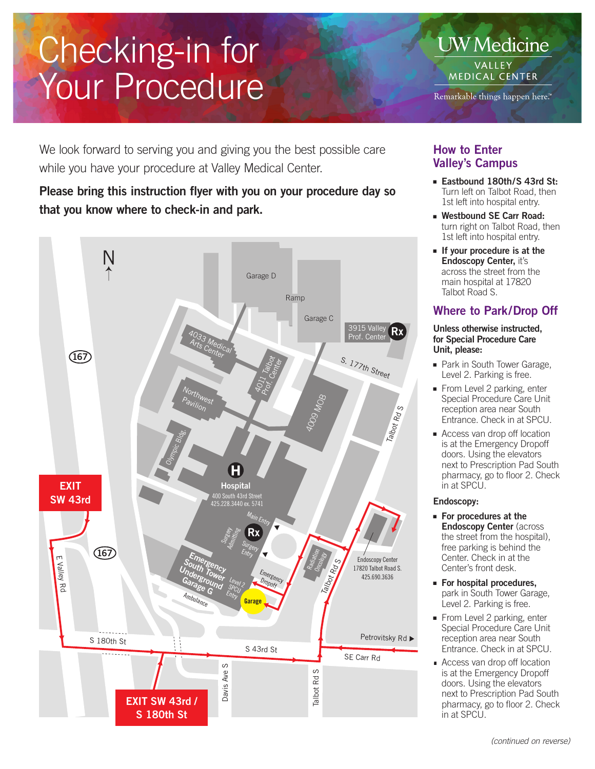# Checking-in for Your Procedure

UW Medicine
VALLEY MEDICAL CENTER
Remarkable things happen here.™

We look forward to serving you and giving you the best possible care while you have your procedure at Valley Medical Center.

**Please bring this instruction flyer with you on your procedure day so that you know where to check-in and park.**

N

Garage D
Ramp
Garage C
3915 Valley Prof. Center Rx
4033 Medical Arts Center
4011 Talbot Prof. Center
S. 177th Street
Northwest Pavilion
4009 MOB
Talbot Rd S
Olympic Bldg.
167
EXIT SW 43rd
H
Hospital
400 South 43rd Street
425.228.3440 ex. 5741
Main Entry
Surgery Admitting
Rx
Surgery Entry
167
E Valley Rd
Emergency South Tower Underground Garage G
Level 2 SPCU Entry
Emergency Dropoff
Radiation Oncology
Talbot Rd S
Endoscopy Center
17820 Talbot Road S.
425.690.3636
Ambulance
Garage
S 180th St
S 43rd St
Petrovitsky Rd ▶
SE Carr Rd
Davis Ave S
Talbot Rd S
EXIT SW 43rd / S 180th St

## How to Enter Valley's Campus

- **Eastbound 180th/S 43rd St:** Turn left on Talbot Road, then 1st left into hospital entry.
- **Westbound SE Carr Road:** turn right on Talbot Road, then 1st left into hospital entry.
- **If your procedure is at the Endoscopy Center,** it's across the street from the main hospital at 17820 Talbot Road S.

## Where to Park/Drop Off

**Unless otherwise instructed, for Special Procedure Care Unit, please:**

- Park in South Tower Garage, Level 2. Parking is free.
- From Level 2 parking, enter Special Procedure Care Unit reception area near South Entrance. Check in at SPCU.
- Access van drop off location is at the Emergency Dropoff doors. Using the elevators next to Prescription Pad South pharmacy, go to floor 2. Check in at SPCU.

**Endoscopy:**

- **For procedures at the Endoscopy Center** (across the street from the hospital), free parking is behind the Center. Check in at the Center's front desk.
- **For hospital procedures,** park in South Tower Garage, Level 2. Parking is free.
- From Level 2 parking, enter Special Procedure Care Unit reception area near South Entrance. Check in at SPCU.
- Access van drop off location is at the Emergency Dropoff doors. Using the elevators next to Prescription Pad South pharmacy, go to floor 2. Check in at SPCU.

*(continued on reverse)*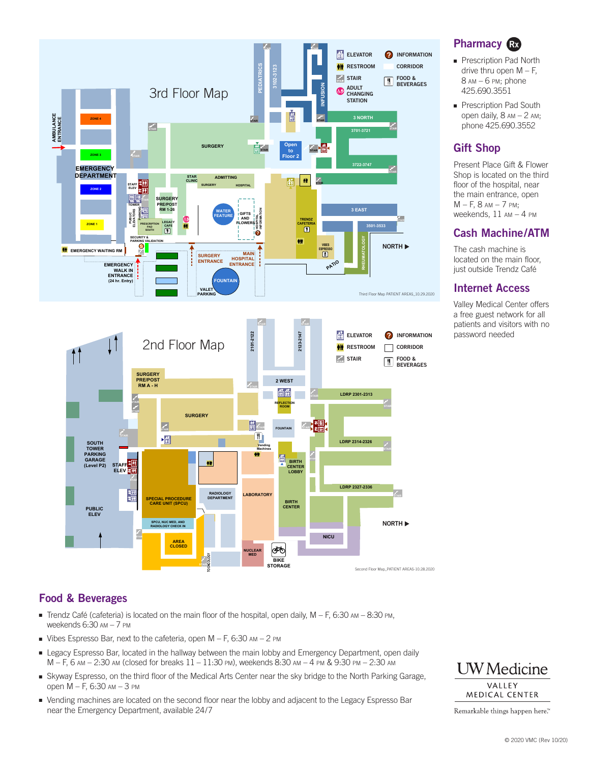## 3rd Floor Map

ELEVATOR
RESTROOM
STAIR
ADULT CHANGING STATION
INFORMATION
CORRIDOR
FOOD & BEVERAGES

AMBULANCE ENTRANCE
ZONE 4
ZONE 3
EMERGENCY DEPARTMENT
ZONE 2
ZONE 1
EMERGENCY WAITING RM
EMERGENCY WALK IN ENTRANCE (24 hr. Entry)
SURGERY
STAR CLINIC
ADMITTING
SURGERY
HOSPITAL
STAFF ELEV
TOWER PARKING ELEVATORS
PUBLIC ELEVATORS
SURGERY PRE/POST RM 1-26
PRESCRIPTION PAD SOUTH
LEGACY CAFE
WATER FEATURE
GIFTS AND FLOWERS
HOSPITAL INFORMATION
SECURITY & PARKING VALIDATION
SURGERY ENTRANCE
MAIN HOSPITAL ENTRANCE
FOUNTAIN
VALET PARKING
PEDIATRICS
3102-3123
INFUSION
Open to Floor 2
3 NORTH
3701-3721
3722-3747
TRENDZ CAFETERIA
3 EAST
3501-3533
VIBES ESPRESSO
RHEUMATOLOGY
PATIO
NORTH ▶

Third Floor Map PATIENT AREAS_10.29.2020

## 2nd Floor Map

ELEVATOR
RESTROOM
STAIR
INFORMATION
CORRIDOR
FOOD & BEVERAGES

2101-2122
2123-2147
2 WEST
SURGERY PRE/POST RM A - H
SURGERY
REFLECTION ROOM
FOUNTAIN
Vending Machines
LDRP 2301-2313
LDRP 2314-2326
LDRP 2327-2336
SOUTH TOWER PARKING GARAGE (Level P2)
STAFF ELEV
PUBLIC ELEV
SPECIAL PROCEDURE CARE UNIT (SPCU)
SPCU, NUC MED, AND RADIOLOGY CHECK IN
AREA CLOSED
RADIOLOGY DEPARTMENT
LABORATORY
NUCLEAR MED
BIKE STORAGE
BIRTH CENTER LOBBY
BIRTH CENTER
NICU
TO ONCOLOGY
NORTH ▶

Second Floor Map_PATIENT AREAS-10.28.2020

## Pharmacy

- Prescription Pad North drive thru open M – F, 8 AM – 6 PM; phone 425.690.3551
- Prescription Pad South open daily, 8 AM – 2 AM; phone 425.690.3552

## Gift Shop

Present Place Gift & Flower Shop is located on the third floor of the hospital, near the main entrance, open M – F, 8 AM – 7 PM; weekends, 11 AM – 4 PM

## Cash Machine/ATM

The cash machine is located on the main floor, just outside Trendz Café

## Internet Access

Valley Medical Center offers a free guest network for all patients and visitors with no password needed

## Food & Beverages

- Trendz Café (cafeteria) is located on the main floor of the hospital, open daily, M – F, 6:30 AM – 8:30 PM, weekends 6:30 AM – 7 PM
- Vibes Espresso Bar, next to the cafeteria, open M – F, 6:30 AM – 2 PM
- Legacy Espresso Bar, located in the hallway between the main lobby and Emergency Department, open daily M – F, 6 AM – 2:30 AM (closed for breaks 11 – 11:30 PM), weekends 8:30 AM – 4 PM & 9:30 PM – 2:30 AM
- Skyway Espresso, on the third floor of the Medical Arts Center near the sky bridge to the North Parking Garage, open M – F, 6:30 AM – 3 PM
- Vending machines are located on the second floor near the lobby and adjacent to the Legacy Espresso Bar near the Emergency Department, available 24/7

UW Medicine
VALLEY MEDICAL CENTER
Remarkable things happen here.™

© 2020 VMC (Rev 10/20)